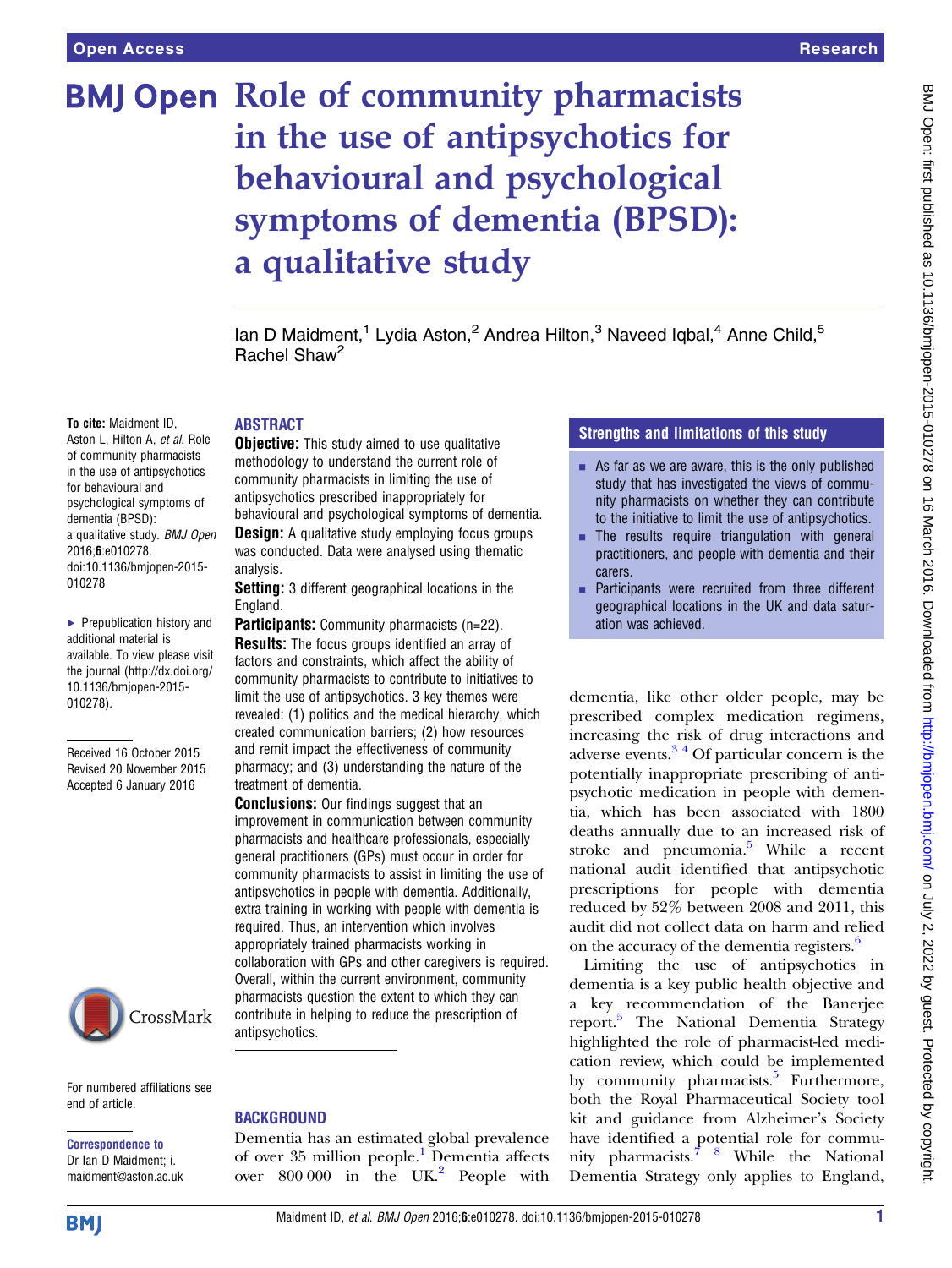# Role of community pharmacists in the use of antipsychotics for behavioural and psychological symptoms of dementia (BPSD): a qualitative study

Ian D Maidment,[1] Lydia Aston,[2] Andrea Hilton,[3] Naveed Iqbal,[4] Anne Child,[5] Rachel Shaw[2]

To cite: Maidment ID, Aston L, Hilton A, *et al*. Role of community pharmacists in the use of antipsychotics for behavioural and psychological symptoms of dementia (BPSD): a qualitative study. *BMJ Open* 2016;**6**:e010278. doi:10.1136/bmjopen-2015-010278

▸ Prepublication history and additional material is available. To view please visit the journal (http://dx.doi.org/10.1136/bmjopen-2015-010278).

Received 16 October 2015
Revised 20 November 2015
Accepted 6 January 2016

For numbered affiliations see end of article.

**Correspondence to**
Dr Ian D Maidment; i.maidment@aston.ac.uk

## ABSTRACT

**Objective:** This study aimed to use qualitative methodology to understand the current role of community pharmacists in limiting the use of antipsychotics prescribed inappropriately for behavioural and psychological symptoms of dementia.

**Design:** A qualitative study employing focus groups was conducted. Data were analysed using thematic analysis.

**Setting:** 3 different geographical locations in the England.

**Participants:** Community pharmacists (n=22).

**Results:** The focus groups identified an array of factors and constraints, which affect the ability of community pharmacists to contribute to initiatives to limit the use of antipsychotics. 3 key themes were revealed: (1) politics and the medical hierarchy, which created communication barriers; (2) how resources and remit impact the effectiveness of community pharmacy; and (3) understanding the nature of the treatment of dementia.

**Conclusions:** Our findings suggest that an improvement in communication between community pharmacists and healthcare professionals, especially general practitioners (GPs) must occur in order for community pharmacists to assist in limiting the use of antipsychotics in people with dementia. Additionally, extra training in working with people with dementia is required. Thus, an intervention which involves appropriately trained pharmacists working in collaboration with GPs and other caregivers is required. Overall, within the current environment, community pharmacists question the extent to which they can contribute in helping to reduce the prescription of antipsychotics.

## Strengths and limitations of this study

- As far as we are aware, this is the only published study that has investigated the views of community pharmacists on whether they can contribute to the initiative to limit the use of antipsychotics.
- The results require triangulation with general practitioners, and people with dementia and their carers.
- Participants were recruited from three different geographical locations in the UK and data saturation was achieved.

## BACKGROUND

Dementia has an estimated global prevalence of over 35 million people.[1] Dementia affects over 800 000 in the UK.[2] People with dementia, like other older people, may be prescribed complex medication regimens, increasing the risk of drug interactions and adverse events.[3 4] Of particular concern is the potentially inappropriate prescribing of antipsychotic medication in people with dementia, which has been associated with 1800 deaths annually due to an increased risk of stroke and pneumonia.[5] While a recent national audit identified that antipsychotic prescriptions for people with dementia reduced by 52% between 2008 and 2011, this audit did not collect data on harm and relied on the accuracy of the dementia registers.[6]

Limiting the use of antipsychotics in dementia is a key public health objective and a key recommendation of the Banerjee report.[5] The National Dementia Strategy highlighted the role of pharmacist-led medication review, which could be implemented by community pharmacists.[5] Furthermore, both the Royal Pharmaceutical Society tool kit and guidance from Alzheimer's Society have identified a potential role for community pharmacists.[7 8] While the National Dementia Strategy only applies to England,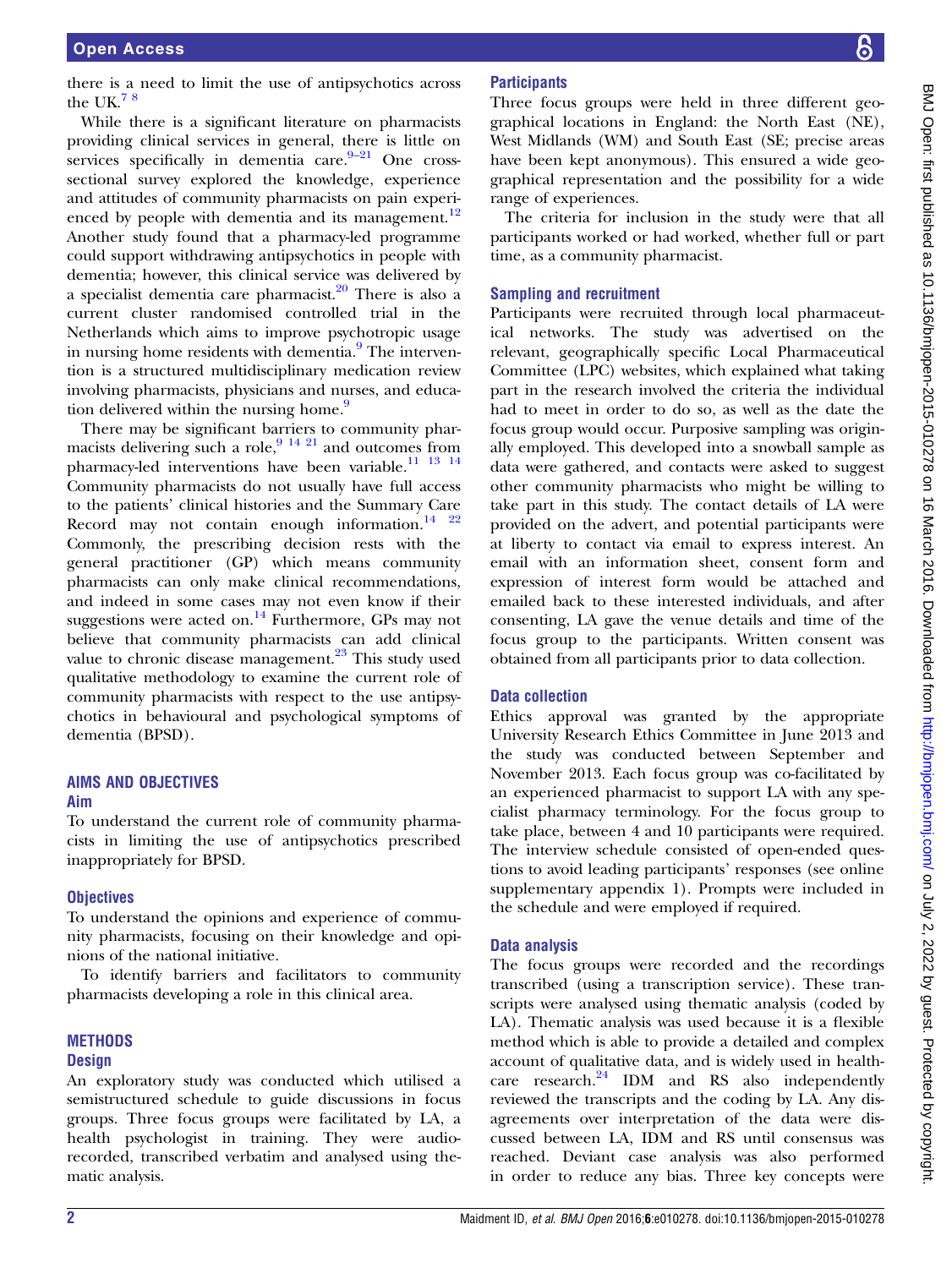there is a need to limit the use of antipsychotics across the UK.[7 8]

While there is a significant literature on pharmacists providing clinical services in general, there is little on services specifically in dementia care.[9–21] One cross-sectional survey explored the knowledge, experience and attitudes of community pharmacists on pain experienced by people with dementia and its management.[12] Another study found that a pharmacy-led programme could support withdrawing antipsychotics in people with dementia; however, this clinical service was delivered by a specialist dementia care pharmacist.[20] There is also a current cluster randomised controlled trial in the Netherlands which aims to improve psychotropic usage in nursing home residents with dementia.[9] The intervention is a structured multidisciplinary medication review involving pharmacists, physicians and nurses, and education delivered within the nursing home.[9]

There may be significant barriers to community pharmacists delivering such a role,[9 14 21] and outcomes from pharmacy-led interventions have been variable.[11 13 14] Community pharmacists do not usually have full access to the patients' clinical histories and the Summary Care Record may not contain enough information.[14 22] Commonly, the prescribing decision rests with the general practitioner (GP) which means community pharmacists can only make clinical recommendations, and indeed in some cases may not even know if their suggestions were acted on.[14] Furthermore, GPs may not believe that community pharmacists can add clinical value to chronic disease management.[23] This study used qualitative methodology to examine the current role of community pharmacists with respect to the use antipsychotics in behavioural and psychological symptoms of dementia (BPSD).

## AIMS AND OBJECTIVES

### Aim

To understand the current role of community pharmacists in limiting the use of antipsychotics prescribed inappropriately for BPSD.

### Objectives

To understand the opinions and experience of community pharmacists, focusing on their knowledge and opinions of the national initiative.

To identify barriers and facilitators to community pharmacists developing a role in this clinical area.

## METHODS

### Design

An exploratory study was conducted which utilised a semistructured schedule to guide discussions in focus groups. Three focus groups were facilitated by LA, a health psychologist in training. They were audio-recorded, transcribed verbatim and analysed using thematic analysis.

### Participants

Three focus groups were held in three different geographical locations in England: the North East (NE), West Midlands (WM) and South East (SE; precise areas have been kept anonymous). This ensured a wide geographical representation and the possibility for a wide range of experiences.

The criteria for inclusion in the study were that all participants worked or had worked, whether full or part time, as a community pharmacist.

### Sampling and recruitment

Participants were recruited through local pharmaceutical networks. The study was advertised on the relevant, geographically specific Local Pharmaceutical Committee (LPC) websites, which explained what taking part in the research involved the criteria the individual had to meet in order to do so, as well as the date the focus group would occur. Purposive sampling was originally employed. This developed into a snowball sample as data were gathered, and contacts were asked to suggest other community pharmacists who might be willing to take part in this study. The contact details of LA were provided on the advert, and potential participants were at liberty to contact via email to express interest. An email with an information sheet, consent form and expression of interest form would be attached and emailed back to these interested individuals, and after consenting, LA gave the venue details and time of the focus group to the participants. Written consent was obtained from all participants prior to data collection.

### Data collection

Ethics approval was granted by the appropriate University Research Ethics Committee in June 2013 and the study was conducted between September and November 2013. Each focus group was co-facilitated by an experienced pharmacist to support LA with any specialist pharmacy terminology. For the focus group to take place, between 4 and 10 participants were required. The interview schedule consisted of open-ended questions to avoid leading participants' responses (see online supplementary appendix 1). Prompts were included in the schedule and were employed if required.

### Data analysis

The focus groups were recorded and the recordings transcribed (using a transcription service). These transcripts were analysed using thematic analysis (coded by LA). Thematic analysis was used because it is a flexible method which is able to provide a detailed and complex account of qualitative data, and is widely used in healthcare research.[24] IDM and RS also independently reviewed the transcripts and the coding by LA. Any disagreements over interpretation of the data were discussed between LA, IDM and RS until consensus was reached. Deviant case analysis was also performed in order to reduce any bias. Three key concepts were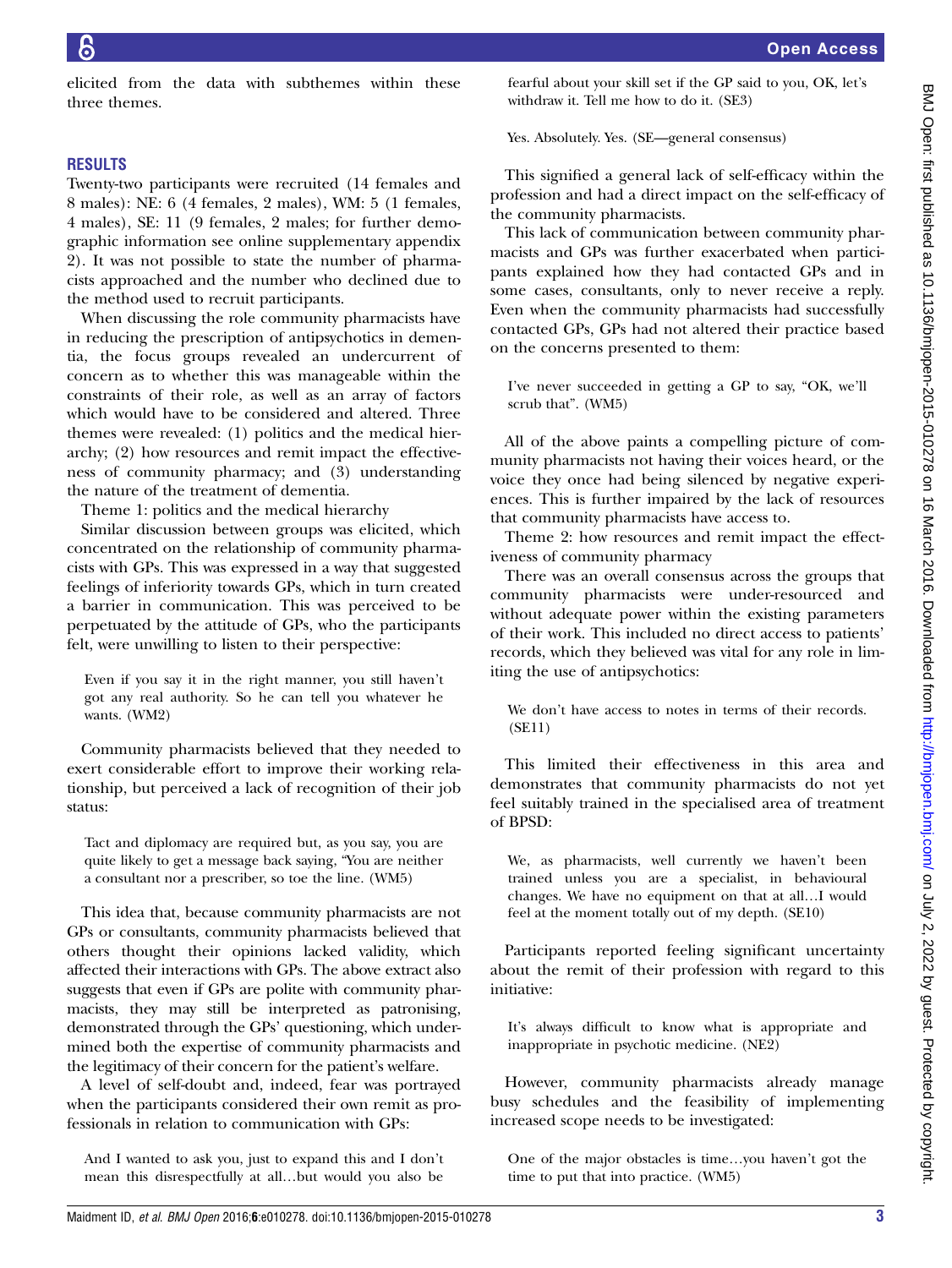elicited from the data with subthemes within these three themes.

## RESULTS

Twenty-two participants were recruited (14 females and 8 males): NE: 6 (4 females, 2 males), WM: 5 (1 females, 4 males), SE: 11 (9 females, 2 males; for further demographic information see online supplementary appendix 2). It was not possible to state the number of pharmacists approached and the number who declined due to the method used to recruit participants.

When discussing the role community pharmacists have in reducing the prescription of antipsychotics in dementia, the focus groups revealed an undercurrent of concern as to whether this was manageable within the constraints of their role, as well as an array of factors which would have to be considered and altered. Three themes were revealed: (1) politics and the medical hierarchy; (2) how resources and remit impact the effectiveness of community pharmacy; and (3) understanding the nature of the treatment of dementia.

Theme 1: politics and the medical hierarchy

Similar discussion between groups was elicited, which concentrated on the relationship of community pharmacists with GPs. This was expressed in a way that suggested feelings of inferiority towards GPs, which in turn created a barrier in communication. This was perceived to be perpetuated by the attitude of GPs, who the participants felt, were unwilling to listen to their perspective:

> Even if you say it in the right manner, you still haven't got any real authority. So he can tell you whatever he wants. (WM2)

Community pharmacists believed that they needed to exert considerable effort to improve their working relationship, but perceived a lack of recognition of their job status:

> Tact and diplomacy are required but, as you say, you are quite likely to get a message back saying, "You are neither a consultant nor a prescriber, so toe the line. (WM5)

This idea that, because community pharmacists are not GPs or consultants, community pharmacists believed that others thought their opinions lacked validity, which affected their interactions with GPs. The above extract also suggests that even if GPs are polite with community pharmacists, they may still be interpreted as patronising, demonstrated through the GPs' questioning, which undermined both the expertise of community pharmacists and the legitimacy of their concern for the patient's welfare.

A level of self-doubt and, indeed, fear was portrayed when the participants considered their own remit as professionals in relation to communication with GPs:

> And I wanted to ask you, just to expand this and I don't mean this disrespectfully at all…but would you also be fearful about your skill set if the GP said to you, OK, let's withdraw it. Tell me how to do it. (SE3)

> Yes. Absolutely. Yes. (SE—general consensus)

This signified a general lack of self-efficacy within the profession and had a direct impact on the self-efficacy of the community pharmacists.

This lack of communication between community pharmacists and GPs was further exacerbated when participants explained how they had contacted GPs and in some cases, consultants, only to never receive a reply. Even when the community pharmacists had successfully contacted GPs, GPs had not altered their practice based on the concerns presented to them:

> I've never succeeded in getting a GP to say, "OK, we'll scrub that". (WM5)

All of the above paints a compelling picture of community pharmacists not having their voices heard, or the voice they once had being silenced by negative experiences. This is further impaired by the lack of resources that community pharmacists have access to.

Theme 2: how resources and remit impact the effectiveness of community pharmacy

There was an overall consensus across the groups that community pharmacists were under-resourced and without adequate power within the existing parameters of their work. This included no direct access to patients' records, which they believed was vital for any role in limiting the use of antipsychotics:

> We don't have access to notes in terms of their records. (SE11)

This limited their effectiveness in this area and demonstrates that community pharmacists do not yet feel suitably trained in the specialised area of treatment of BPSD:

> We, as pharmacists, well currently we haven't been trained unless you are a specialist, in behavioural changes. We have no equipment on that at all…I would feel at the moment totally out of my depth. (SE10)

Participants reported feeling significant uncertainty about the remit of their profession with regard to this initiative:

> It's always difficult to know what is appropriate and inappropriate in psychotic medicine. (NE2)

However, community pharmacists already manage busy schedules and the feasibility of implementing increased scope needs to be investigated:

> One of the major obstacles is time…you haven't got the time to put that into practice. (WM5)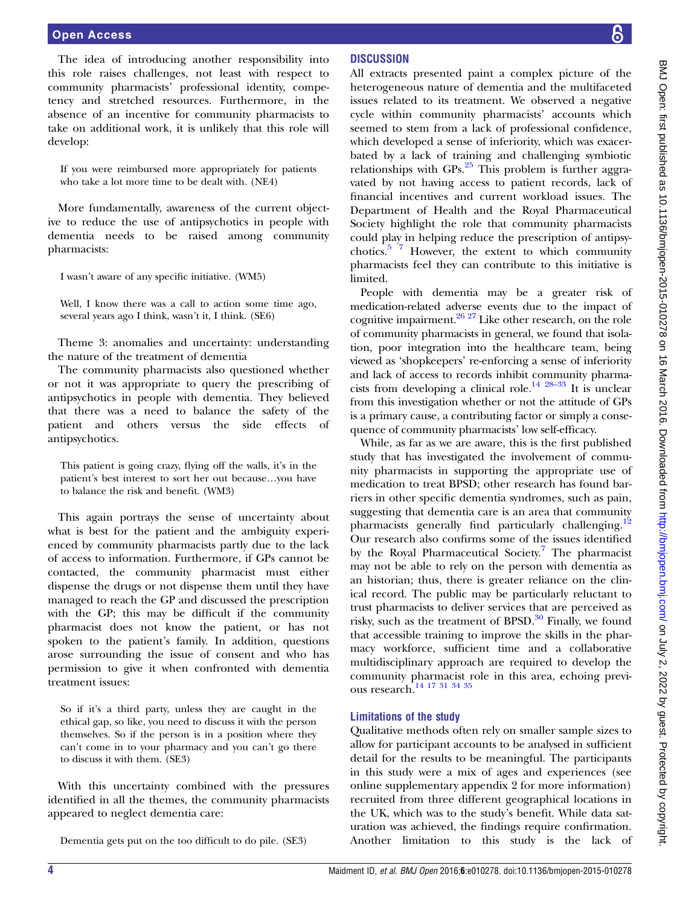The idea of introducing another responsibility into this role raises challenges, not least with respect to community pharmacists' professional identity, competency and stretched resources. Furthermore, in the absence of an incentive for community pharmacists to take on additional work, it is unlikely that this role will develop:

> If you were reimbursed more appropriately for patients who take a lot more time to be dealt with. (NE4)

More fundamentally, awareness of the current objective to reduce the use of antipsychotics in people with dementia needs to be raised among community pharmacists:

> I wasn't aware of any specific initiative. (WM5)

> Well, I know there was a call to action some time ago, several years ago I think, wasn't it, I think. (SE6)

Theme 3: anomalies and uncertainty: understanding the nature of the treatment of dementia

The community pharmacists also questioned whether or not it was appropriate to query the prescribing of antipsychotics in people with dementia. They believed that there was a need to balance the safety of the patient and others versus the side effects of antipsychotics.

> This patient is going crazy, flying off the walls, it's in the patient's best interest to sort her out because…you have to balance the risk and benefit. (WM3)

This again portrays the sense of uncertainty about what is best for the patient and the ambiguity experienced by community pharmacists partly due to the lack of access to information. Furthermore, if GPs cannot be contacted, the community pharmacist must either dispense the drugs or not dispense them until they have managed to reach the GP and discussed the prescription with the GP; this may be difficult if the community pharmacist does not know the patient, or has not spoken to the patient's family. In addition, questions arose surrounding the issue of consent and who has permission to give it when confronted with dementia treatment issues:

> So if it's a third party, unless they are caught in the ethical gap, so like, you need to discuss it with the person themselves. So if the person is in a position where they can't come in to your pharmacy and you can't go there to discuss it with them. (SE3)

With this uncertainty combined with the pressures identified in all the themes, the community pharmacists appeared to neglect dementia care:

> Dementia gets put on the too difficult to do pile. (SE3)

## DISCUSSION

All extracts presented paint a complex picture of the heterogeneous nature of dementia and the multifaceted issues related to its treatment. We observed a negative cycle within community pharmacists' accounts which seemed to stem from a lack of professional confidence, which developed a sense of inferiority, which was exacerbated by a lack of training and challenging symbiotic relationships with GPs.[25] This problem is further aggravated by not having access to patient records, lack of financial incentives and current workload issues. The Department of Health and the Royal Pharmaceutical Society highlight the role that community pharmacists could play in helping reduce the prescription of antipsychotics.[5 7] However, the extent to which community pharmacists feel they can contribute to this initiative is limited.

People with dementia may be a greater risk of medication-related adverse events due to the impact of cognitive impairment.[26 27] Like other research, on the role of community pharmacists in general, we found that isolation, poor integration into the healthcare team, being viewed as 'shopkeepers' re-enforcing a sense of inferiority and lack of access to records inhibit community pharmacists from developing a clinical role.[14 28–33] It is unclear from this investigation whether or not the attitude of GPs is a primary cause, a contributing factor or simply a consequence of community pharmacists' low self-efficacy.

While, as far as we are aware, this is the first published study that has investigated the involvement of community pharmacists in supporting the appropriate use of medication to treat BPSD; other research has found barriers in other specific dementia syndromes, such as pain, suggesting that dementia care is an area that community pharmacists generally find particularly challenging.[12] Our research also confirms some of the issues identified by the Royal Pharmaceutical Society.[7] The pharmacist may not be able to rely on the person with dementia as an historian; thus, there is greater reliance on the clinical record. The public may be particularly reluctant to trust pharmacists to deliver services that are perceived as risky, such as the treatment of BPSD.[30] Finally, we found that accessible training to improve the skills in the pharmacy workforce, sufficient time and a collaborative multidisciplinary approach are required to develop the community pharmacist role in this area, echoing previous research.[14 17 31 34 35]

### Limitations of the study

Qualitative methods often rely on smaller sample sizes to allow for participant accounts to be analysed in sufficient detail for the results to be meaningful. The participants in this study were a mix of ages and experiences (see online supplementary appendix 2 for more information) recruited from three different geographical locations in the UK, which was to the study's benefit. While data saturation was achieved, the findings require confirmation. Another limitation to this study is the lack of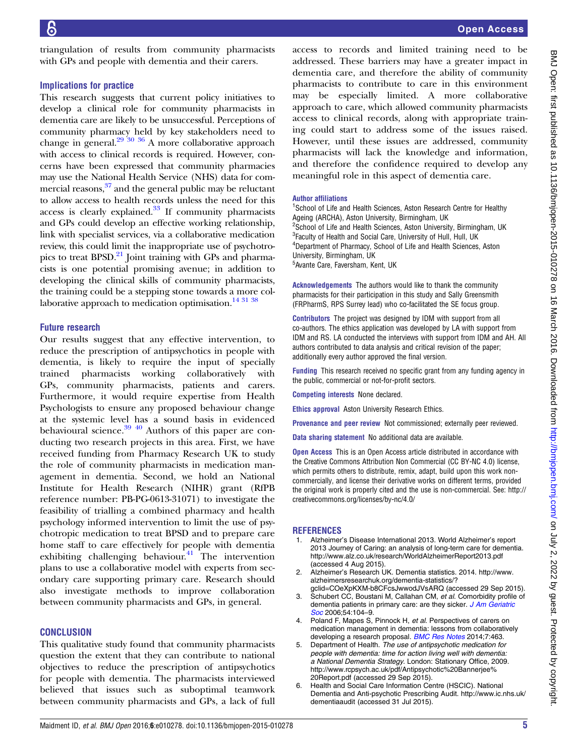triangulation of results from community pharmacists with GPs and people with dementia and their carers.

### Implications for practice

This research suggests that current policy initiatives to develop a clinical role for community pharmacists in dementia care are likely to be unsuccessful. Perceptions of community pharmacy held by key stakeholders need to change in general.[29 30 36] A more collaborative approach with access to clinical records is required. However, concerns have been expressed that community pharmacies may use the National Health Service (NHS) data for commercial reasons,[37] and the general public may be reluctant to allow access to health records unless the need for this access is clearly explained.[33] If community pharmacists and GPs could develop an effective working relationship, link with specialist services, via a collaborative medication review, this could limit the inappropriate use of psychotropics to treat BPSD.[21] Joint training with GPs and pharmacists is one potential promising avenue; in addition to developing the clinical skills of community pharmacists, the training could be a stepping stone towards a more collaborative approach to medication optimisation.[14 31 38]

### Future research

Our results suggest that any effective intervention, to reduce the prescription of antipsychotics in people with dementia, is likely to require the input of specially trained pharmacists working collaboratively with GPs, community pharmacists, patients and carers. Furthermore, it would require expertise from Health Psychologists to ensure any proposed behaviour change at the systemic level has a sound basis in evidenced behavioural science.[39 40] Authors of this paper are conducting two research projects in this area. First, we have received funding from Pharmacy Research UK to study the role of community pharmacists in medication management in dementia. Second, we hold an National Institute for Health Research (NIHR) grant (RfPB reference number: PB-PG-0613-31071) to investigate the feasibility of trialling a combined pharmacy and health psychology informed intervention to limit the use of psychotropic medication to treat BPSD and to prepare care home staff to care effectively for people with dementia exhibiting challenging behaviour.[41] The intervention plans to use a collaborative model with experts from secondary care supporting primary care. Research should also investigate methods to improve collaboration between community pharmacists and GPs, in general.

## CONCLUSION

This qualitative study found that community pharmacists question the extent that they can contribute to national objectives to reduce the prescription of antipsychotics for people with dementia. The pharmacists interviewed believed that issues such as suboptimal teamwork between community pharmacists and GPs, a lack of full access to records and limited training need to be addressed. These barriers may have a greater impact in dementia care, and therefore the ability of community pharmacists to contribute to care in this environment may be especially limited. A more collaborative approach to care, which allowed community pharmacists access to clinical records, along with appropriate training could start to address some of the issues raised. However, until these issues are addressed, community pharmacists will lack the knowledge and information, and therefore the confidence required to develop any meaningful role in this aspect of dementia care.

**Author affiliations**
[1]School of Life and Health Sciences, Aston Research Centre for Healthy Ageing (ARCHA), Aston University, Birmingham, UK
[2]School of Life and Health Sciences, Aston University, Birmingham, UK
[3]Faculty of Health and Social Care, University of Hull, Hull, UK
[4]Department of Pharmacy, School of Life and Health Sciences, Aston University, Birmingham, UK
[5]Avante Care, Faversham, Kent, UK

**Acknowledgements** The authors would like to thank the community pharmacists for their participation in this study and Sally Greensmith (FRPharmS, RPS Surrey lead) who co-facilitated the SE focus group.

**Contributors** The project was designed by IDM with support from all co-authors. The ethics application was developed by LA with support from IDM and RS. LA conducted the interviews with support from IDM and AH. All authors contributed to data analysis and critical revision of the paper; additionally every author approved the final version.

**Funding** This research received no specific grant from any funding agency in the public, commercial or not-for-profit sectors.

**Competing interests** None declared.

**Ethics approval** Aston University Research Ethics.

**Provenance and peer review** Not commissioned; externally peer reviewed.

**Data sharing statement** No additional data are available.

**Open Access** This is an Open Access article distributed in accordance with the Creative Commons Attribution Non Commercial (CC BY-NC 4.0) license, which permits others to distribute, remix, adapt, build upon this work non-commercially, and license their derivative works on different terms, provided the original work is properly cited and the use is non-commercial. See: http://creativecommons.org/licenses/by-nc/4.0/

## REFERENCES

1. Alzheimer's Disease International 2013. World Alzheimer's report 2013 Journey of Caring: an analysis of long-term care for dementia. http://www.alz.co.uk/research/WorldAlzheimerReport2013.pdf (accessed 4 Aug 2015).
2. Alzheimer's Research UK. Dementia statistics. 2014. http://www.alzheimersresearchuk.org/dementia-statistics/?gclid=COeXpKXM-b8CFcsJwwodJVsARQ (accessed 29 Sep 2015).
3. Schubert CC, Boustani M, Callahan CM, *et al*. Comorbidity profile of dementia patients in primary care: are they sicker. *J Am Geriatric Soc* 2006;54:104–9.
4. Poland F, Mapes S, Pinnock H, *et al*. Perspectives of carers on medication management in dementia: lessons from collaboratively developing a research proposal. *BMC Res Notes* 2014;7:463.
5. Department of Health. *The use of antipsychotic medication for people with dementia: time for action living well with dementia: a National Dementia Strategy*. London: Stationary Office, 2009. http://www.rcpsych.ac.uk/pdf/Antipsychotic%20Bannerjee%20Report.pdf (accessed 29 Sep 2015).
6. Health and Social Care Information Centre (HSCIC). National Dementia and Anti-psychotic Prescribing Audit. http://www.ic.nhs.uk/dementiaaudit (accessed 31 Jul 2015).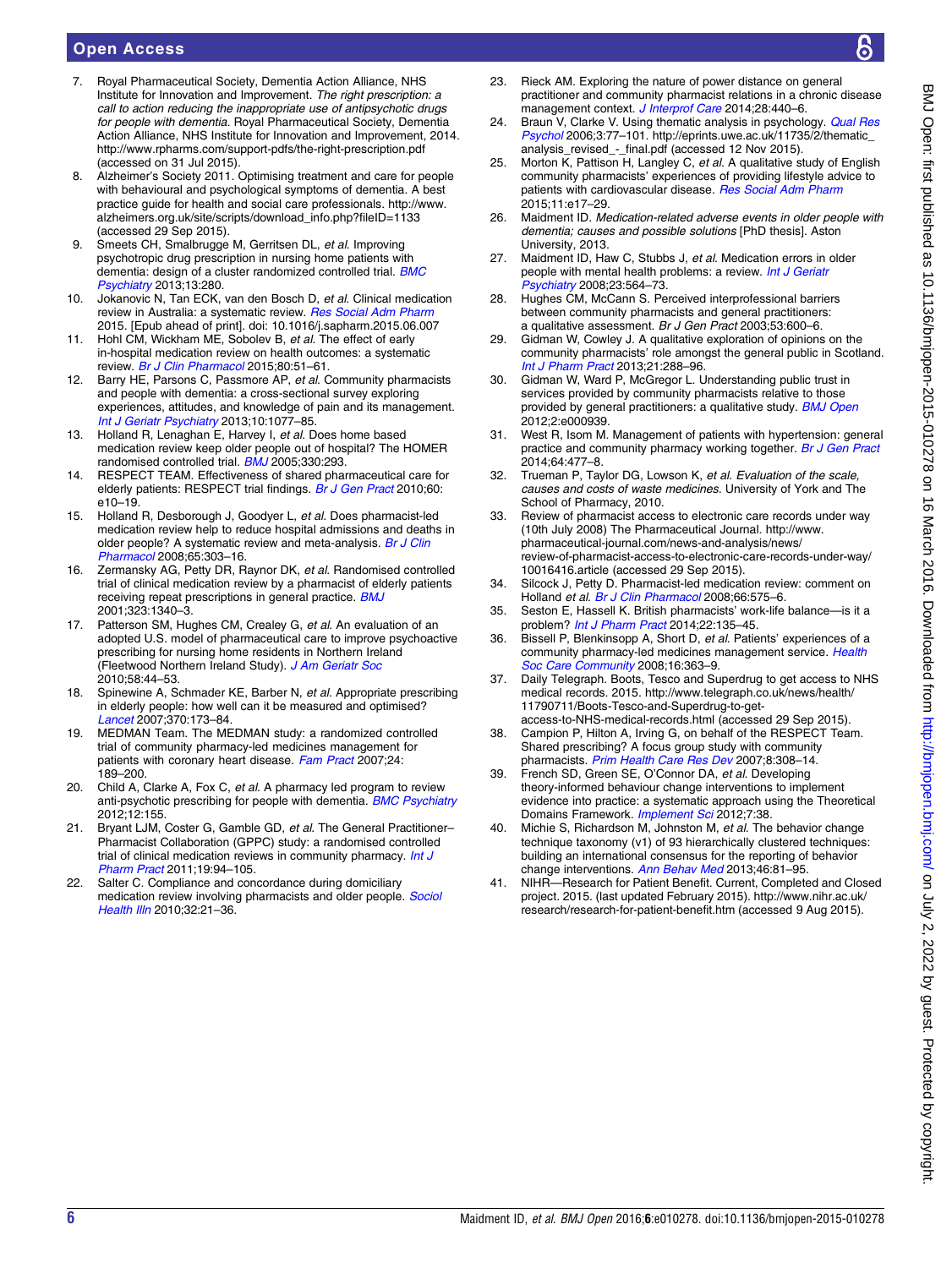7. Royal Pharmaceutical Society, Dementia Action Alliance, NHS Institute for Innovation and Improvement. *The right prescription: a call to action reducing the inappropriate use of antipsychotic drugs for people with dementia*. Royal Pharmaceutical Society, Dementia Action Alliance, NHS Institute for Innovation and Improvement, 2014. http://www.rpharms.com/support-pdfs/the-right-prescription.pdf (accessed on 31 Jul 2015).
8. Alzheimer's Society 2011. Optimising treatment and care for people with behavioural and psychological symptoms of dementia. A best practice guide for health and social care professionals. http://www.alzheimers.org.uk/site/scripts/download_info.php?fileID=1133 (accessed 29 Sep 2015).
9. Smeets CH, Smalbrugge M, Gerritsen DL, *et al*. Improving psychotropic drug prescription in nursing home patients with dementia: design of a cluster randomized controlled trial. *BMC Psychiatry* 2013;13:280.
10. Jokanovic N, Tan ECK, van den Bosch D, *et al*. Clinical medication review in Australia: a systematic review. *Res Social Adm Pharm* 2015. [Epub ahead of print]. doi: 10.1016/j.sapharm.2015.06.007
11. Hohl CM, Wickham ME, Sobolev B, *et al*. The effect of early in-hospital medication review on health outcomes: a systematic review. *Br J Clin Pharmacol* 2015;80:51–61.
12. Barry HE, Parsons C, Passmore AP, *et al*. Community pharmacists and people with dementia: a cross-sectional survey exploring experiences, attitudes, and knowledge of pain and its management. *Int J Geriatr Psychiatry* 2013;10:1077–85.
13. Holland R, Lenaghan E, Harvey I, *et al*. Does home based medication review keep older people out of hospital? The HOMER randomised controlled trial. *BMJ* 2005;330:293.
14. RESPECT TEAM. Effectiveness of shared pharmaceutical care for elderly patients: RESPECT trial findings. *Br J Gen Pract* 2010;60:e10–19.
15. Holland R, Desborough J, Goodyer L, *et al*. Does pharmacist-led medication review help to reduce hospital admissions and deaths in older people? A systematic review and meta-analysis. *Br J Clin Pharmacol* 2008;65:303–16.
16. Zermansky AG, Petty DR, Raynor DK, *et al*. Randomised controlled trial of clinical medication review by a pharmacist of elderly patients receiving repeat prescriptions in general practice. *BMJ* 2001;323:1340–3.
17. Patterson SM, Hughes CM, Crealey G, *et al*. An evaluation of an adopted U.S. model of pharmaceutical care to improve psychoactive prescribing for nursing home residents in Northern Ireland (Fleetwood Northern Ireland Study). *J Am Geriatr Soc* 2010;58:44–53.
18. Spinewine A, Schmader KE, Barber N, *et al*. Appropriate prescribing in elderly people: how well can it be measured and optimised? *Lancet* 2007;370:173–84.
19. MEDMAN Team. The MEDMAN study: a randomized controlled trial of community pharmacy-led medicines management for patients with coronary heart disease. *Fam Pract* 2007;24:189–200.
20. Child A, Clarke A, Fox C, *et al*. A pharmacy led program to review anti-psychotic prescribing for people with dementia. *BMC Psychiatry* 2012;12:155.
21. Bryant LJM, Coster G, Gamble GD, *et al*. The General Practitioner–Pharmacist Collaboration (GPPC) study: a randomised controlled trial of clinical medication reviews in community pharmacy. *Int J Pharm Pract* 2011;19:94–105.
22. Salter C. Compliance and concordance during domiciliary medication review involving pharmacists and older people. *Sociol Health Illn* 2010;32:21–36.
23. Rieck AM. Exploring the nature of power distance on general practitioner and community pharmacist relations in a chronic disease management context. *J Interprof Care* 2014;28:440–6.
24. Braun V, Clarke V. Using thematic analysis in psychology. *Qual Res Psychol* 2006;3:77–101. http://eprints.uwe.ac.uk/11735/2/thematic_analysis_revised_-_final.pdf (accessed 12 Nov 2015).
25. Morton K, Pattison H, Langley C, *et al*. A qualitative study of English community pharmacists' experiences of providing lifestyle advice to patients with cardiovascular disease. *Res Social Adm Pharm* 2015;11:e17–29.
26. Maidment ID. *Medication-related adverse events in older people with dementia; causes and possible solutions* [PhD thesis]. Aston University, 2013.
27. Maidment ID, Haw C, Stubbs J, *et al*. Medication errors in older people with mental health problems: a review. *Int J Geriatr Psychiatry* 2008;23:564–73.
28. Hughes CM, McCann S. Perceived interprofessional barriers between community pharmacists and general practitioners: a qualitative assessment. *Br J Gen Pract* 2003;53:600–6.
29. Gidman W, Cowley J. A qualitative exploration of opinions on the community pharmacists' role amongst the general public in Scotland. *Int J Pharm Pract* 2013;21:288–96.
30. Gidman W, Ward P, McGregor L. Understanding public trust in services provided by community pharmacists relative to those provided by general practitioners: a qualitative study. *BMJ Open* 2012;2:e000939.
31. West R, Isom M. Management of patients with hypertension: general practice and community pharmacy working together. *Br J Gen Pract* 2014;64:477–8.
32. Trueman P, Taylor DG, Lowson K, *et al*. *Evaluation of the scale, causes and costs of waste medicines*. University of York and The School of Pharmacy, 2010.
33. Review of pharmacist access to electronic care records under way (10th July 2008) The Pharmaceutical Journal. http://www.pharmaceutical-journal.com/news-and-analysis/news/review-of-pharmacist-access-to-electronic-care-records-under-way/10016416.article (accessed 29 Sep 2015).
34. Silcock J, Petty D. Pharmacist-led medication review: comment on Holland *et al*. *Br J Clin Pharmacol* 2008;66:575–6.
35. Seston E, Hassell K. British pharmacists' work-life balance—is it a problem? *Int J Pharm Pract* 2014;22:135–45.
36. Bissell P, Blenkinsopp A, Short D, *et al*. Patients' experiences of a community pharmacy-led medicines management service. *Health Soc Care Community* 2008;16:363–9.
37. Daily Telegraph. Boots, Tesco and Superdrug to get access to NHS medical records. 2015. http://www.telegraph.co.uk/news/health/11790711/Boots-Tesco-and-Superdrug-to-get-access-to-NHS-medical-records.html (accessed 29 Sep 2015).
38. Campion P, Hilton A, Irving G, on behalf of the RESPECT Team. Shared prescribing? A focus group study with community pharmacists. *Prim Health Care Res Dev* 2007;8:308–14.
39. French SD, Green SE, O'Connor DA, *et al*. Developing theory-informed behaviour change interventions to implement evidence into practice: a systematic approach using the Theoretical Domains Framework. *Implement Sci* 2012;7:38.
40. Michie S, Richardson M, Johnston M, *et al*. The behavior change technique taxonomy (v1) of 93 hierarchically clustered techniques: building an international consensus for the reporting of behavior change interventions. *Ann Behav Med* 2013;46:81–95.
41. NIHR—Research for Patient Benefit. Current, Completed and Closed project. 2015. (last updated February 2015). http://www.nihr.ac.uk/research/research-for-patient-benefit.htm (accessed 9 Aug 2015).